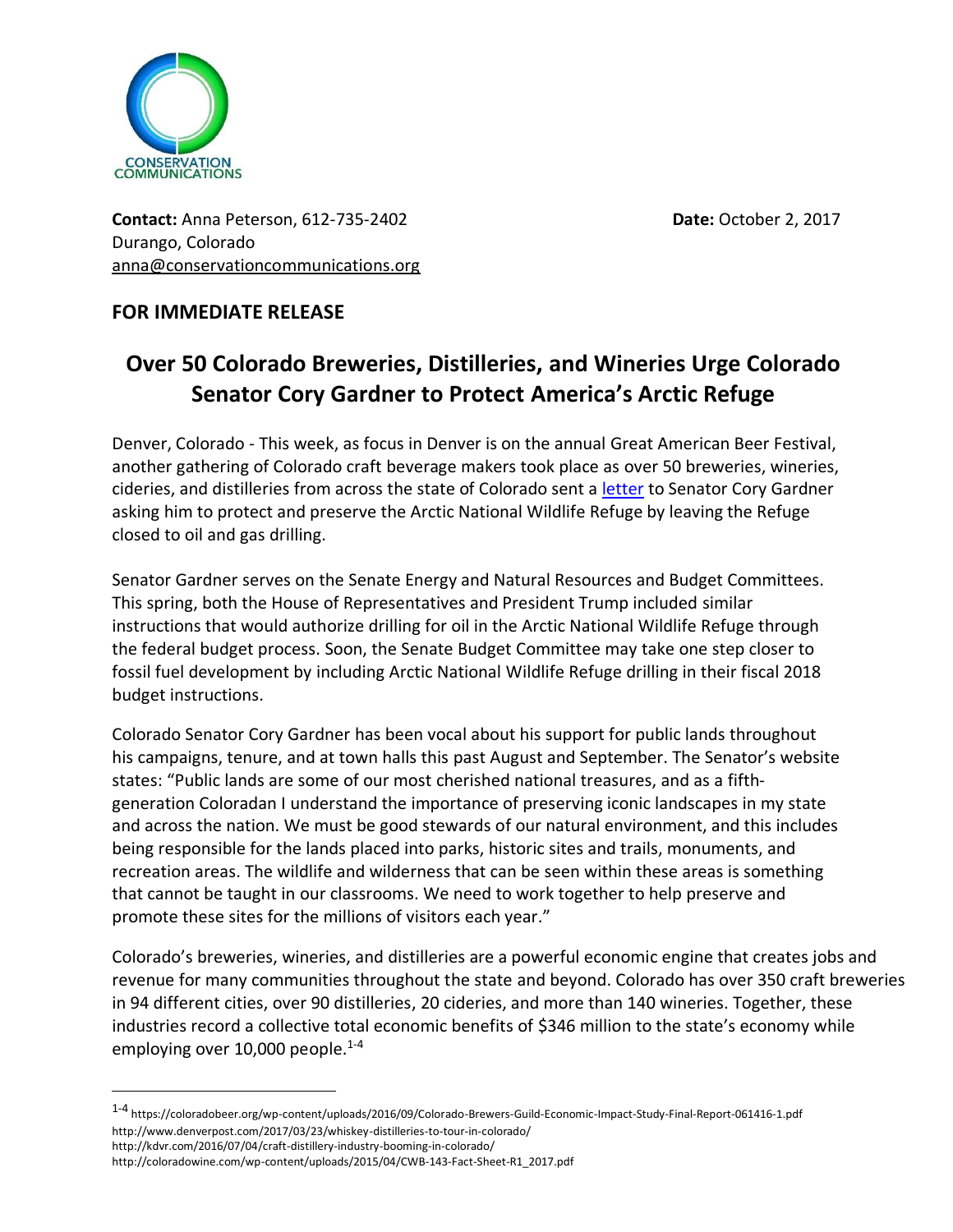CONSERVATION COMMUNICATIONS

**Contact:** Anna Peterson, 612-735-2402
Durango, Colorado
anna@conservationcommunications.org

**Date:** October 2, 2017

**FOR IMMEDIATE RELEASE**

# Over 50 Colorado Breweries, Distilleries, and Wineries Urge Colorado Senator Cory Gardner to Protect America's Arctic Refuge

Denver, Colorado - This week, as focus in Denver is on the annual Great American Beer Festival, another gathering of Colorado craft beverage makers took place as over 50 breweries, wineries, cideries, and distilleries from across the state of Colorado sent a letter to Senator Cory Gardner asking him to protect and preserve the Arctic National Wildlife Refuge by leaving the Refuge closed to oil and gas drilling.

Senator Gardner serves on the Senate Energy and Natural Resources and Budget Committees. This spring, both the House of Representatives and President Trump included similar instructions that would authorize drilling for oil in the Arctic National Wildlife Refuge through the federal budget process. Soon, the Senate Budget Committee may take one step closer to fossil fuel development by including Arctic National Wildlife Refuge drilling in their fiscal 2018 budget instructions.

Colorado Senator Cory Gardner has been vocal about his support for public lands throughout his campaigns, tenure, and at town halls this past August and September. The Senator's website states: "Public lands are some of our most cherished national treasures, and as a fifth-generation Coloradan I understand the importance of preserving iconic landscapes in my state and across the nation. We must be good stewards of our natural environment, and this includes being responsible for the lands placed into parks, historic sites and trails, monuments, and recreation areas. The wildlife and wilderness that can be seen within these areas is something that cannot be taught in our classrooms. We need to work together to help preserve and promote these sites for the millions of visitors each year."

Colorado's breweries, wineries, and distilleries are a powerful economic engine that creates jobs and revenue for many communities throughout the state and beyond. Colorado has over 350 craft breweries in 94 different cities, over 90 distilleries, 20 cideries, and more than 140 wineries. Together, these industries record a collective total economic benefits of $346 million to the state's economy while employing over 10,000 people.[1-4]

---

[1-4] https://coloradobeer.org/wp-content/uploads/2016/09/Colorado-Brewers-Guild-Economic-Impact-Study-Final-Report-061416-1.pdf
http://www.denverpost.com/2017/03/23/whiskey-distilleries-to-tour-in-colorado/
http://kdvr.com/2016/07/04/craft-distillery-industry-booming-in-colorado/
http://coloradowine.com/wp-content/uploads/2015/04/CWB-143-Fact-Sheet-R1_2017.pdf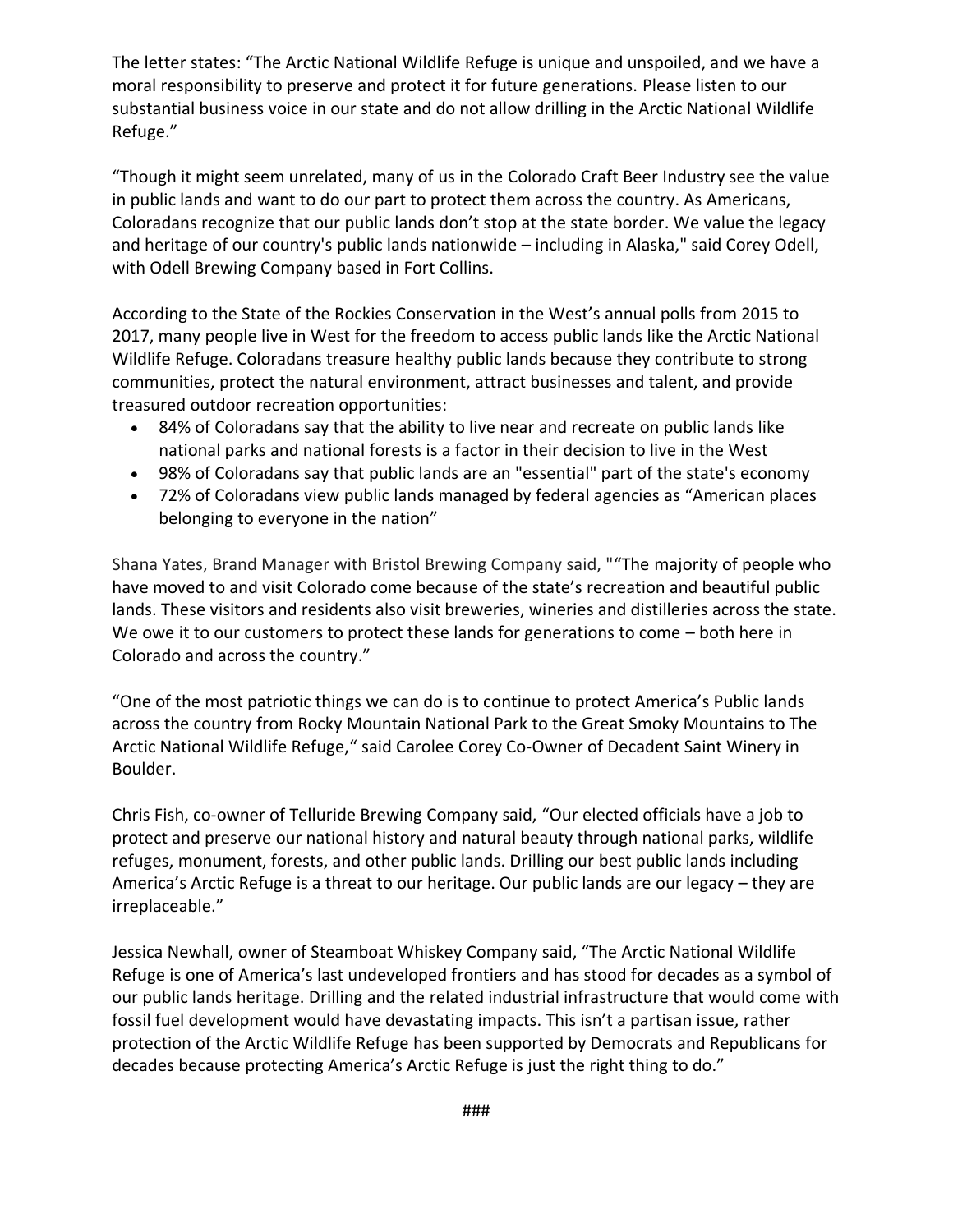The letter states: “The Arctic National Wildlife Refuge is unique and unspoiled, and we have a moral responsibility to preserve and protect it for future generations. Please listen to our substantial business voice in our state and do not allow drilling in the Arctic National Wildlife Refuge.”

“Though it might seem unrelated, many of us in the Colorado Craft Beer Industry see the value in public lands and want to do our part to protect them across the country. As Americans, Coloradans recognize that our public lands don’t stop at the state border. We value the legacy and heritage of our country's public lands nationwide – including in Alaska," said Corey Odell, with Odell Brewing Company based in Fort Collins.

According to the State of the Rockies Conservation in the West’s annual polls from 2015 to 2017, many people live in West for the freedom to access public lands like the Arctic National Wildlife Refuge. Coloradans treasure healthy public lands because they contribute to strong communities, protect the natural environment, attract businesses and talent, and provide treasured outdoor recreation opportunities:

- 84% of Coloradans say that the ability to live near and recreate on public lands like national parks and national forests is a factor in their decision to live in the West
- 98% of Coloradans say that public lands are an "essential" part of the state's economy
- 72% of Coloradans view public lands managed by federal agencies as “American places belonging to everyone in the nation”

Shana Yates, Brand Manager with Bristol Brewing Company said, "“The majority of people who have moved to and visit Colorado come because of the state’s recreation and beautiful public lands. These visitors and residents also visit breweries, wineries and distilleries across the state. We owe it to our customers to protect these lands for generations to come – both here in Colorado and across the country.”

“One of the most patriotic things we can do is to continue to protect America’s Public lands across the country from Rocky Mountain National Park to the Great Smoky Mountains to The Arctic National Wildlife Refuge,“ said Carolee Corey Co-Owner of Decadent Saint Winery in Boulder.

Chris Fish, co-owner of Telluride Brewing Company said, “Our elected officials have a job to protect and preserve our national history and natural beauty through national parks, wildlife refuges, monument, forests, and other public lands. Drilling our best public lands including America’s Arctic Refuge is a threat to our heritage. Our public lands are our legacy – they are irreplaceable.”

Jessica Newhall, owner of Steamboat Whiskey Company said, “The Arctic National Wildlife Refuge is one of America’s last undeveloped frontiers and has stood for decades as a symbol of our public lands heritage. Drilling and the related industrial infrastructure that would come with fossil fuel development would have devastating impacts. This isn’t a partisan issue, rather protection of the Arctic Wildlife Refuge has been supported by Democrats and Republicans for decades because protecting America’s Arctic Refuge is just the right thing to do.”

###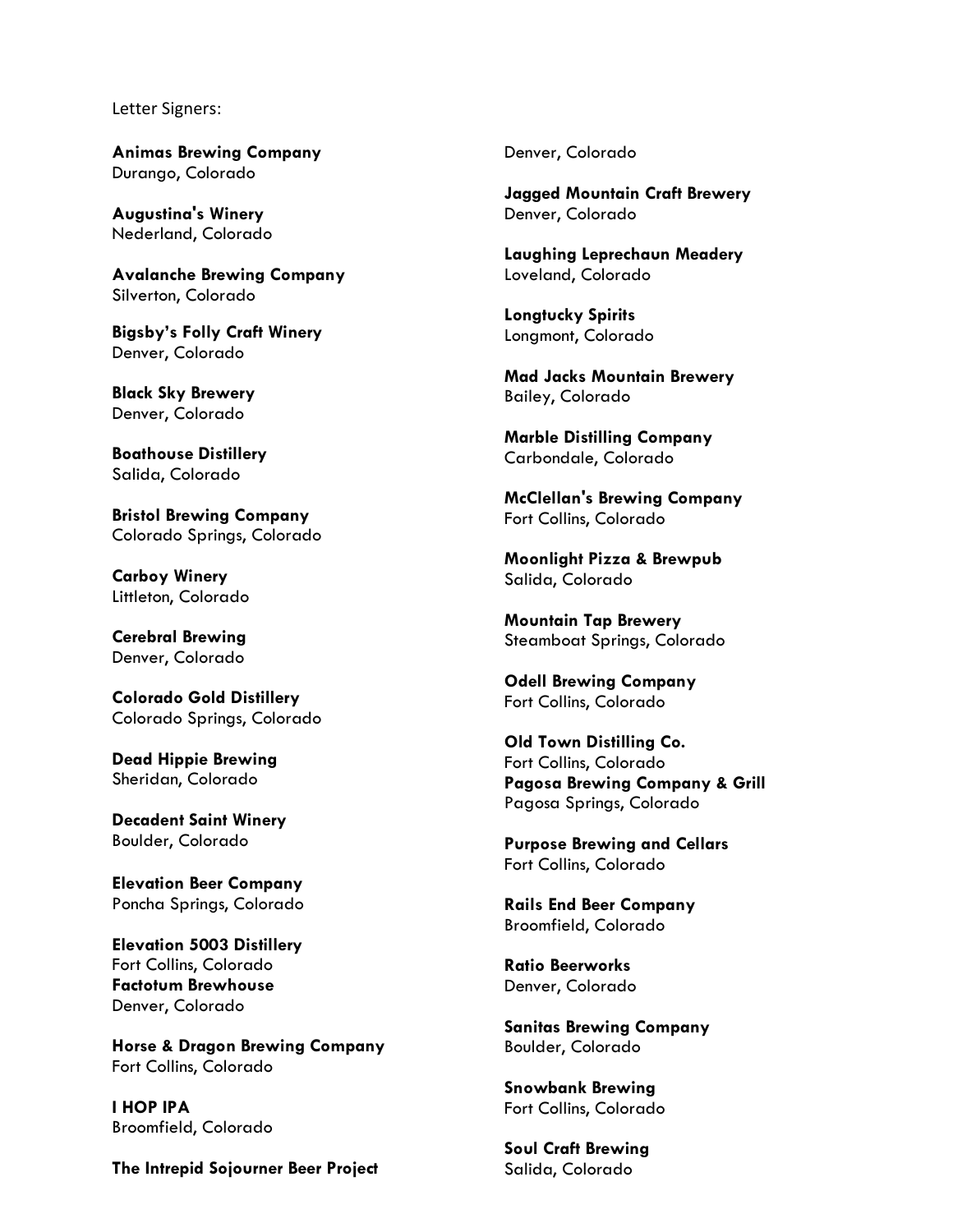Letter Signers:

**Animas Brewing Company**
Durango, Colorado

**Augustina's Winery**
Nederland, Colorado

**Avalanche Brewing Company**
Silverton, Colorado

**Bigsby's Folly Craft Winery**
Denver, Colorado

**Black Sky Brewery**
Denver, Colorado

**Boathouse Distillery**
Salida, Colorado

**Bristol Brewing Company**
Colorado Springs, Colorado

**Carboy Winery**
Littleton, Colorado

**Cerebral Brewing**
Denver, Colorado

**Colorado Gold Distillery**
Colorado Springs, Colorado

**Dead Hippie Brewing**
Sheridan, Colorado

**Decadent Saint Winery**
Boulder, Colorado

**Elevation Beer Company**
Poncha Springs, Colorado

**Elevation 5003 Distillery**
Fort Collins, Colorado

**Factotum Brewhouse**
Denver, Colorado

**Horse & Dragon Brewing Company**
Fort Collins, Colorado

**I HOP IPA**
Broomfield, Colorado

**The Intrepid Sojourner Beer Project**
Denver, Colorado

**Jagged Mountain Craft Brewery**
Denver, Colorado

**Laughing Leprechaun Meadery**
Loveland, Colorado

**Longtucky Spirits**
Longmont, Colorado

**Mad Jacks Mountain Brewery**
Bailey, Colorado

**Marble Distilling Company**
Carbondale, Colorado

**McClellan's Brewing Company**
Fort Collins, Colorado

**Moonlight Pizza & Brewpub**
Salida, Colorado

**Mountain Tap Brewery**
Steamboat Springs, Colorado

**Odell Brewing Company**
Fort Collins, Colorado

**Old Town Distilling Co.**
Fort Collins, Colorado

**Pagosa Brewing Company & Grill**
Pagosa Springs, Colorado

**Purpose Brewing and Cellars**
Fort Collins, Colorado

**Rails End Beer Company**
Broomfield, Colorado

**Ratio Beerworks**
Denver, Colorado

**Sanitas Brewing Company**
Boulder, Colorado

**Snowbank Brewing**
Fort Collins, Colorado

**Soul Craft Brewing**
Salida, Colorado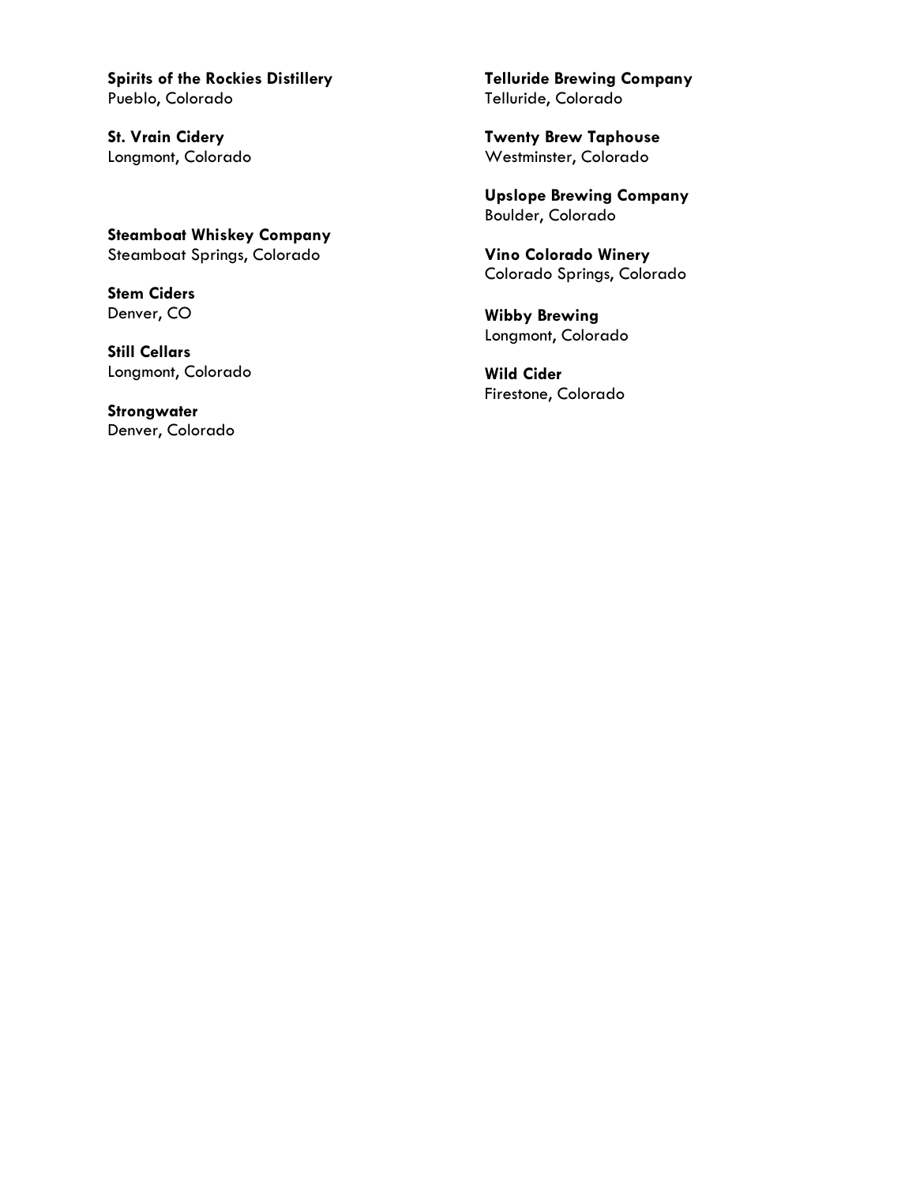**Spirits of the Rockies Distillery**
Pueblo, Colorado

**St. Vrain Cidery**
Longmont, Colorado

**Steamboat Whiskey Company**
Steamboat Springs, Colorado

**Stem Ciders**
Denver, CO

**Still Cellars**
Longmont, Colorado

**Strongwater**
Denver, Colorado

**Telluride Brewing Company**
Telluride, Colorado

**Twenty Brew Taphouse**
Westminster, Colorado

**Upslope Brewing Company**
Boulder, Colorado

**Vino Colorado Winery**
Colorado Springs, Colorado

**Wibby Brewing**
Longmont, Colorado

**Wild Cider**
Firestone, Colorado